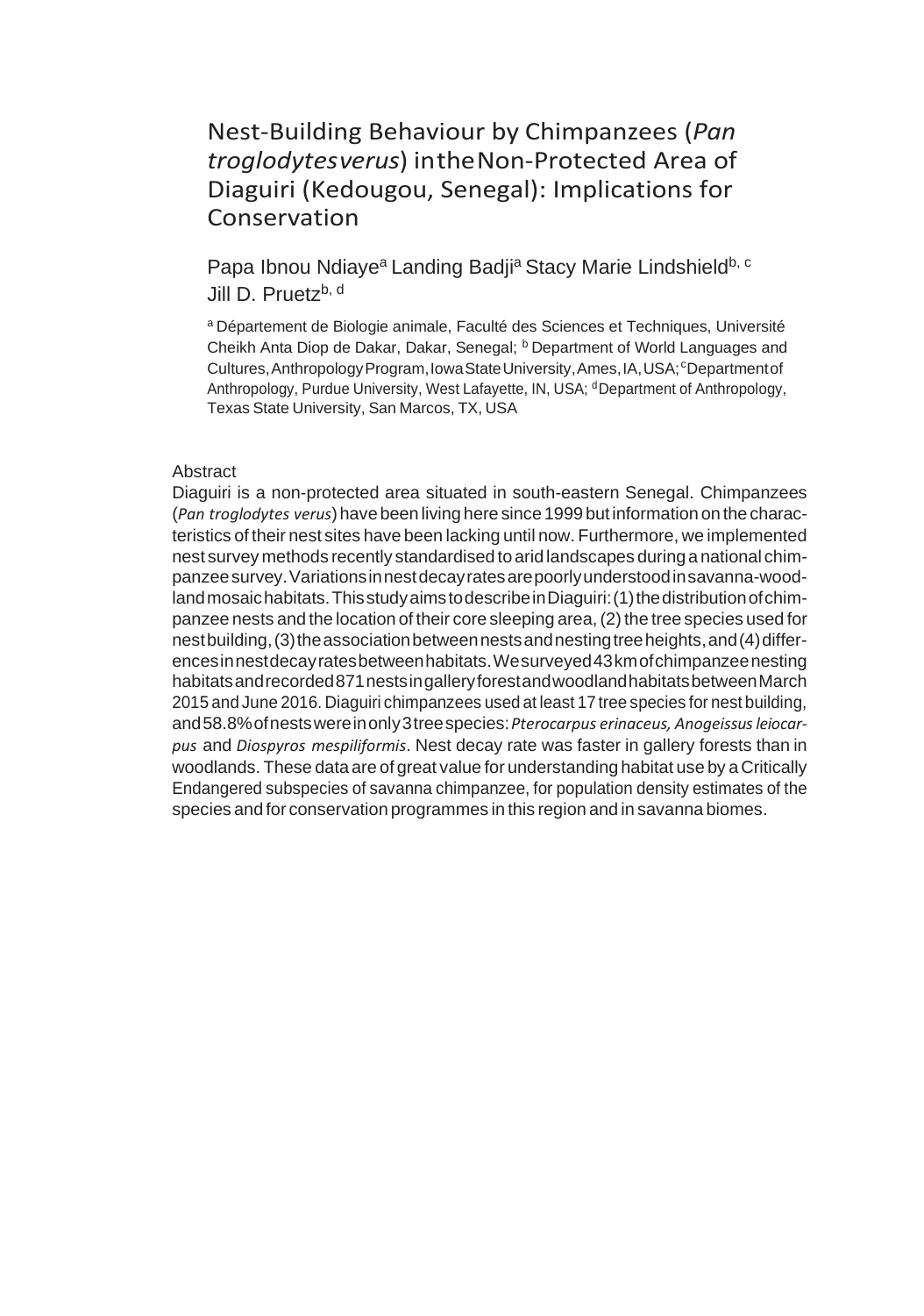# Nest-Building Behaviour by Chimpanzees (*Pan troglodytes verus*) in the Non-Protected Area of Diaguiri (Kedougou, Senegal): Implications for Conservation

Papa Ibnou Ndiaye[a] Landing Badji[a] Stacy Marie Lindshield[b, c] Jill D. Pruetz[b, d]

[a] Département de Biologie animale, Faculté des Sciences et Techniques, Université Cheikh Anta Diop de Dakar, Dakar, Senegal; [b] Department of World Languages and Cultures, Anthropology Program, Iowa State University, Ames, IA, USA; [c] Department of Anthropology, Purdue University, West Lafayette, IN, USA; [d] Department of Anthropology, Texas State University, San Marcos, TX, USA

## Abstract

Diaguiri is a non-protected area situated in south-eastern Senegal. Chimpanzees (*Pan troglodytes verus*) have been living here since 1999 but information on the characteristics of their nest sites have been lacking until now. Furthermore, we implemented nest survey methods recently standardised to arid landscapes during a national chimpanzee survey. Variations in nest decay rates are poorly understood in savanna-woodland mosaic habitats. This study aims to describe in Diaguiri: (1) the distribution of chimpanzee nests and the location of their core sleeping area, (2) the tree species used for nest building, (3) the association between nests and nesting tree heights, and (4) differences in nest decay rates between habitats. We surveyed 43 km of chimpanzee nesting habitats and recorded 871 nests in gallery forest and woodland habitats between March 2015 and June 2016. Diaguiri chimpanzees used at least 17 tree species for nest building, and 58.8% of nests were in only 3 tree species: *Pterocarpus erinaceus, Anogeissus leiocarpus* and *Diospyros mespiliformis*. Nest decay rate was faster in gallery forests than in woodlands. These data are of great value for understanding habitat use by a Critically Endangered subspecies of savanna chimpanzee, for population density estimates of the species and for conservation programmes in this region and in savanna biomes.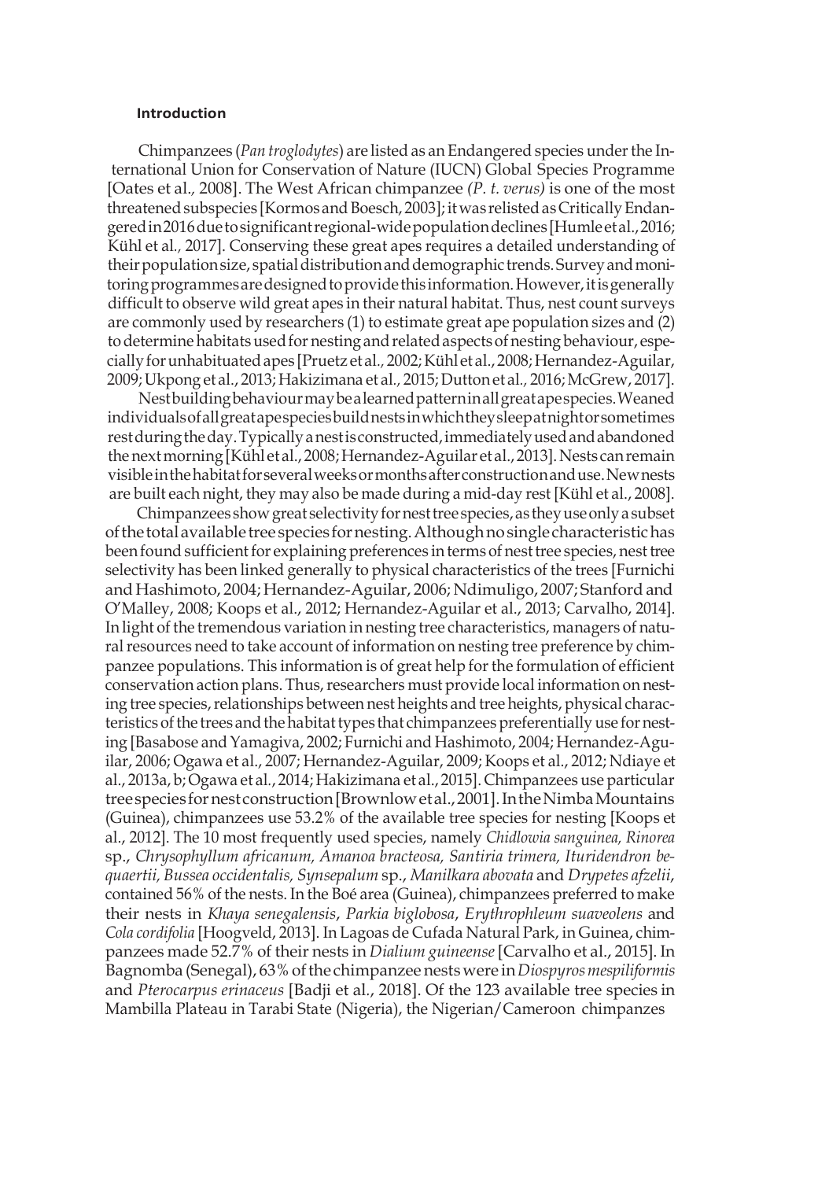## Introduction

Chimpanzees (*Pan troglodytes*) are listed as an Endangered species under the International Union for Conservation of Nature (IUCN) Global Species Programme [Oates et al., 2008]. The West African chimpanzee *(P. t. verus)* is one of the most threatened subspecies [Kormos and Boesch, 2003]; it was relisted as Critically Endangered in 2016 due to significant regional-wide population declines [Humle et al., 2016; Kühl et al., 2017]. Conserving these great apes requires a detailed understanding of their population size, spatial distribution and demographic trends. Survey and monitoring programmes are designed to provide this information. However, it is generally difficult to observe wild great apes in their natural habitat. Thus, nest count surveys are commonly used by researchers (1) to estimate great ape population sizes and (2) to determine habitats used for nesting and related aspects of nesting behaviour, especially for unhabituated apes [Pruetz et al., 2002; Kühl et al., 2008; Hernandez-Aguilar, 2009; Ukpong et al., 2013; Hakizimana et al., 2015; Dutton et al., 2016; McGrew, 2017].

Nest building behaviour may be a learned pattern in all great ape species. Weaned individuals of all great ape species build nests in which they sleep at night or sometimes rest during the day. Typically a nest is constructed, immediately used and abandoned the next morning [Kühl et al., 2008; Hernandez-Aguilar et al., 2013]. Nests can remain visible in the habitat for several weeks or months after construction and use. New nests are built each night, they may also be made during a mid-day rest [Kühl et al., 2008].

Chimpanzees show great selectivity for nest tree species, as they use only a subset of the total available tree species for nesting. Although no single characteristic has been found sufficient for explaining preferences in terms of nest tree species, nest tree selectivity has been linked generally to physical characteristics of the trees [Furnichi and Hashimoto, 2004; Hernandez-Aguilar, 2006; Ndimuligo, 2007; Stanford and O'Malley, 2008; Koops et al., 2012; Hernandez-Aguilar et al., 2013; Carvalho, 2014]. In light of the tremendous variation in nesting tree characteristics, managers of natural resources need to take account of information on nesting tree preference by chimpanzee populations. This information is of great help for the formulation of efficient conservation action plans. Thus, researchers must provide local information on nesting tree species, relationships between nest heights and tree heights, physical characteristics of the trees and the habitat types that chimpanzees preferentially use for nesting [Basabose and Yamagiva, 2002; Furnichi and Hashimoto, 2004; Hernandez-Aguilar, 2006; Ogawa et al., 2007; Hernandez-Aguilar, 2009; Koops et al., 2012; Ndiaye et al., 2013a, b; Ogawa et al., 2014; Hakizimana et al., 2015]. Chimpanzees use particular tree species for nest construction [Brownlow et al., 2001]. In the Nimba Mountains (Guinea), chimpanzees use 53.2% of the available tree species for nesting [Koops et al., 2012]. The 10 most frequently used species, namely *Chidlowia sanguinea, Rinorea* sp., *Chrysophyllum africanum, Amanoa bracteosa, Santiria trimera, Ituridendron bequaertii, Bussea occidentalis, Synsepalum* sp., *Manilkara abovata* and *Drypetes afzelii*, contained 56% of the nests. In the Boé area (Guinea), chimpanzees preferred to make their nests in *Khaya senegalensis*, *Parkia biglobosa*, *Erythrophleum suaveolens* and *Cola cordifolia* [Hoogveld, 2013]. In Lagoas de Cufada Natural Park, in Guinea, chimpanzees made 52.7% of their nests in *Dialium guineense* [Carvalho et al., 2015]. In Bagnomba (Senegal), 63% of the chimpanzee nests were in *Diospyros mespiliformis* and *Pterocarpus erinaceus* [Badji et al., 2018]. Of the 123 available tree species in Mambilla Plateau in Tarabi State (Nigeria), the Nigerian/Cameroon chimpanzes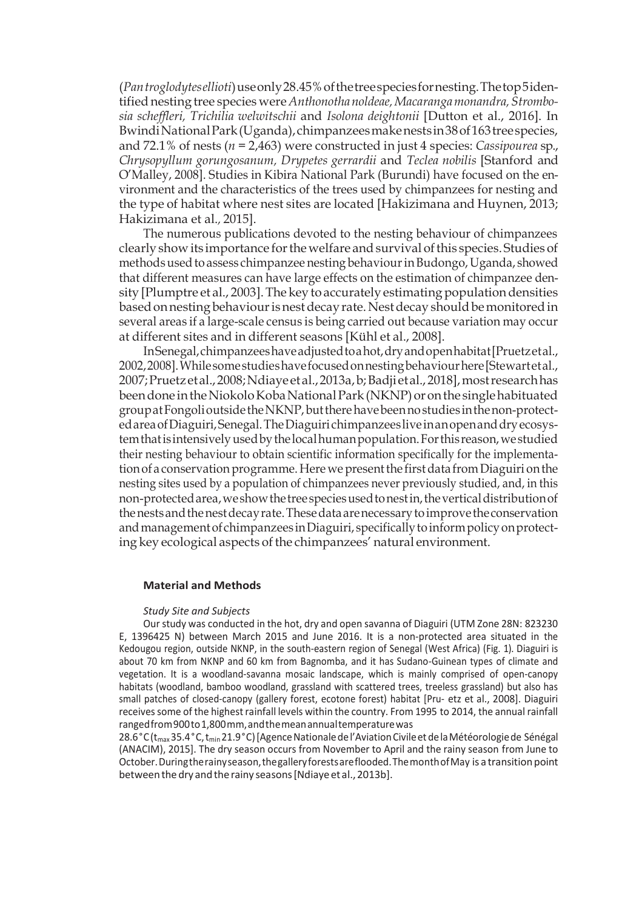(*Pan troglodytes ellioti*) use only 28.45% of the tree species for nesting. The top 5 identified nesting tree species were *Anthonotha noldeae, Macaranga monandra, Strombosia scheffleri, Trichilia welwitschii* and *Isolona deightonii* [Dutton et al., 2016]. In Bwindi National Park (Uganda), chimpanzees make nests in 38 of 163 tree species, and 72.1% of nests ($n$ = 2,463) were constructed in just 4 species: *Cassipourea* sp., *Chrysopyllum gorungosanum, Drypetes gerrardii* and *Teclea nobilis* [Stanford and O'Malley, 2008]. Studies in Kibira National Park (Burundi) have focused on the environment and the characteristics of the trees used by chimpanzees for nesting and the type of habitat where nest sites are located [Hakizimana and Huynen, 2013; Hakizimana et al., 2015].

The numerous publications devoted to the nesting behaviour of chimpanzees clearly show its importance for the welfare and survival of this species. Studies of methods used to assess chimpanzee nesting behaviour in Budongo, Uganda, showed that different measures can have large effects on the estimation of chimpanzee density [Plumptre et al., 2003]. The key to accurately estimating population densities based on nesting behaviour is nest decay rate. Nest decay should be monitored in several areas if a large-scale census is being carried out because variation may occur at different sites and in different seasons [Kühl et al., 2008].

In Senegal, chimpanzees have adjusted to a hot, dry and open habitat [Pruetz et al., 2002, 2008]. While some studies have focused on nesting behaviour here [Stewart et al., 2007; Pruetz et al., 2008; Ndiaye et al., 2013a, b; Badji et al., 2018], most research has been done in the Niokolo Koba National Park (NKNP) or on the single habituated group at Fongoli outside the NKNP, but there have been no studies in the non-protected area of Diaguiri, Senegal. The Diaguiri chimpanzees live in an open and dry ecosystem that is intensively used by the local human population. For this reason, we studied their nesting behaviour to obtain scientific information specifically for the implementation of a conservation programme. Here we present the first data from Diaguiri on the nesting sites used by a population of chimpanzees never previously studied, and, in this non-protected area, we show the tree species used to nest in, the vertical distribution of the nests and the nest decay rate. These data are necessary to improve the conservation and management of chimpanzees in Diaguiri, specifically to inform policy on protecting key ecological aspects of the chimpanzees' natural environment.

## Material and Methods

### *Study Site and Subjects*

Our study was conducted in the hot, dry and open savanna of Diaguiri (UTM Zone 28N: 823230 E, 1396425 N) between March 2015 and June 2016. It is a non-protected area situated in the Kedougou region, outside NKNP, in the south-eastern region of Senegal (West Africa) (Fig. 1). Diaguiri is about 70 km from NKNP and 60 km from Bagnomba, and it has Sudano-Guinean types of climate and vegetation. It is a woodland-savanna mosaic landscape, which is mainly comprised of open-canopy habitats (woodland, bamboo woodland, grassland with scattered trees, treeless grassland) but also has small patches of closed-canopy (gallery forest, ecotone forest) habitat [Pru- etz et al., 2008]. Diaguiri receives some of the highest rainfall levels within the country. From 1995 to 2014, the annual rainfall ranged from 900 to 1,800 mm, and the mean annual temperature was 28.6°C ($t_{max}$ 35.4°C, $t_{min}$ 21.9°C) [Agence Nationale de l'Aviation Civile et de la Météorologie de Sénégal (ANACIM), 2015]. The dry season occurs from November to April and the rainy season from June to October. During the rainy season, the gallery forests are flooded. The month of May is a transition point between the dry and the rainy seasons [Ndiaye et al., 2013b].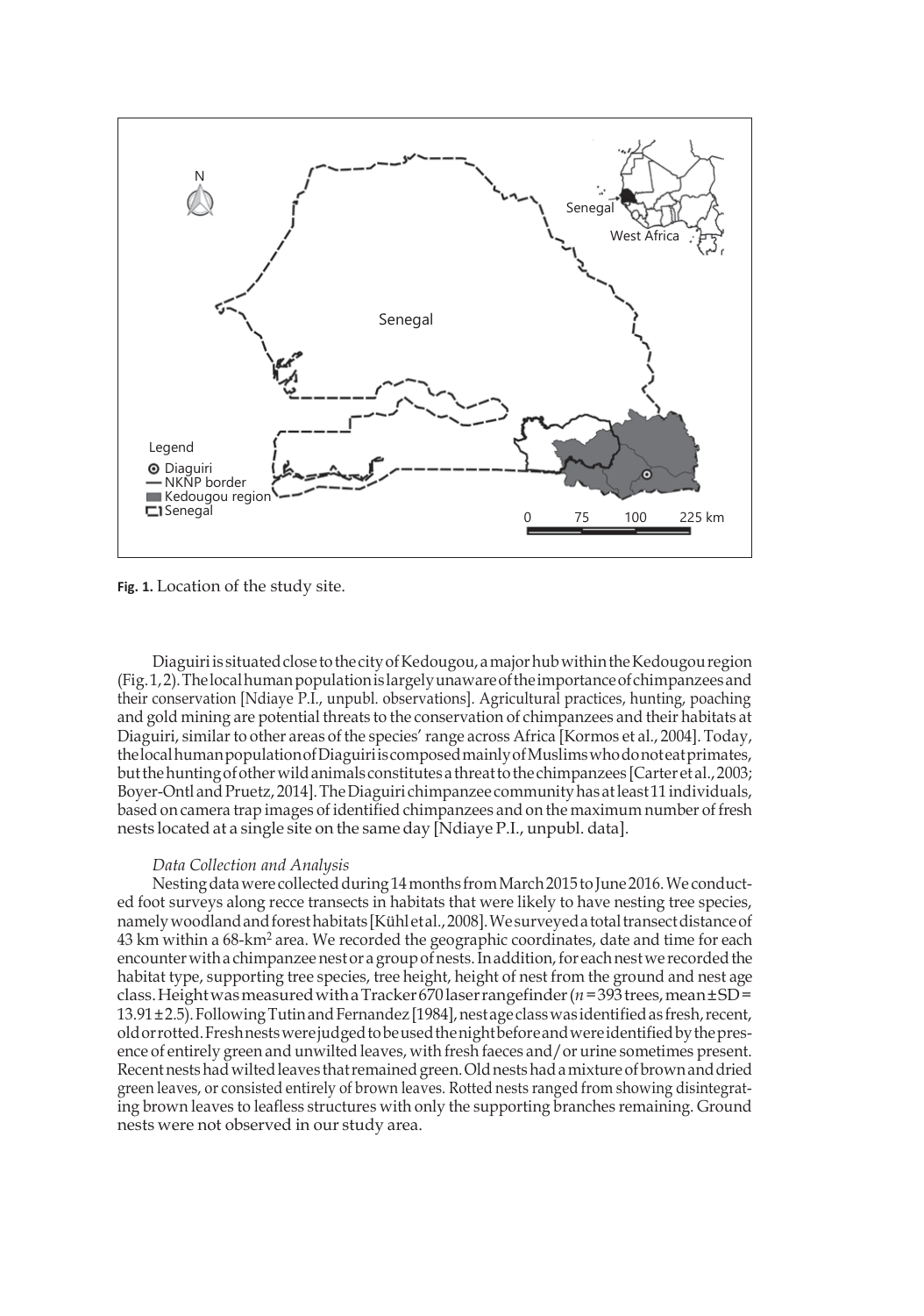**Fig. 1.** Location of the study site.

Diaguiri is situated close to the city of Kedougou, a major hub within the Kedougou region (Fig. 1, 2). The local human population is largely unaware of the importance of chimpanzees and their conservation [Ndiaye P.I., unpubl. observations]. Agricultural practices, hunting, poaching and gold mining are potential threats to the conservation of chimpanzees and their habitats at Diaguiri, similar to other areas of the species' range across Africa [Kormos et al., 2004]. Today, the local human population of Diaguiri is composed mainly of Muslims who do not eat primates, but the hunting of other wild animals constitutes a threat to the chimpanzees [Carter et al., 2003; Boyer-Ontl and Pruetz, 2014]. The Diaguiri chimpanzee community has at least 11 individuals, based on camera trap images of identified chimpanzees and on the maximum number of fresh nests located at a single site on the same day [Ndiaye P.I., unpubl. data].

*Data Collection and Analysis*

Nesting data were collected during 14 months from March 2015 to June 2016. We conducted foot surveys along recce transects in habitats that were likely to have nesting tree species, namely woodland and forest habitats [Kühl et al., 2008]. We surveyed a total transect distance of 43 km within a 68-km$^2$ area. We recorded the geographic coordinates, date and time for each encounter with a chimpanzee nest or a group of nests. In addition, for each nest we recorded the habitat type, supporting tree species, tree height, height of nest from the ground and nest age class. Height was measured with a Tracker 670 laser rangefinder ($n$ = 393 trees, mean ± SD = 13.91 ± 2.5). Following Tutin and Fernandez [1984], nest age class was identified as fresh, recent, old or rotted. Fresh nests were judged to be used the night before and were identified by the presence of entirely green and unwilted leaves, with fresh faeces and/or urine sometimes present. Recent nests had wilted leaves that remained green. Old nests had a mixture of brown and dried green leaves, or consisted entirely of brown leaves. Rotted nests ranged from showing disintegrating brown leaves to leafless structures with only the supporting branches remaining. Ground nests were not observed in our study area.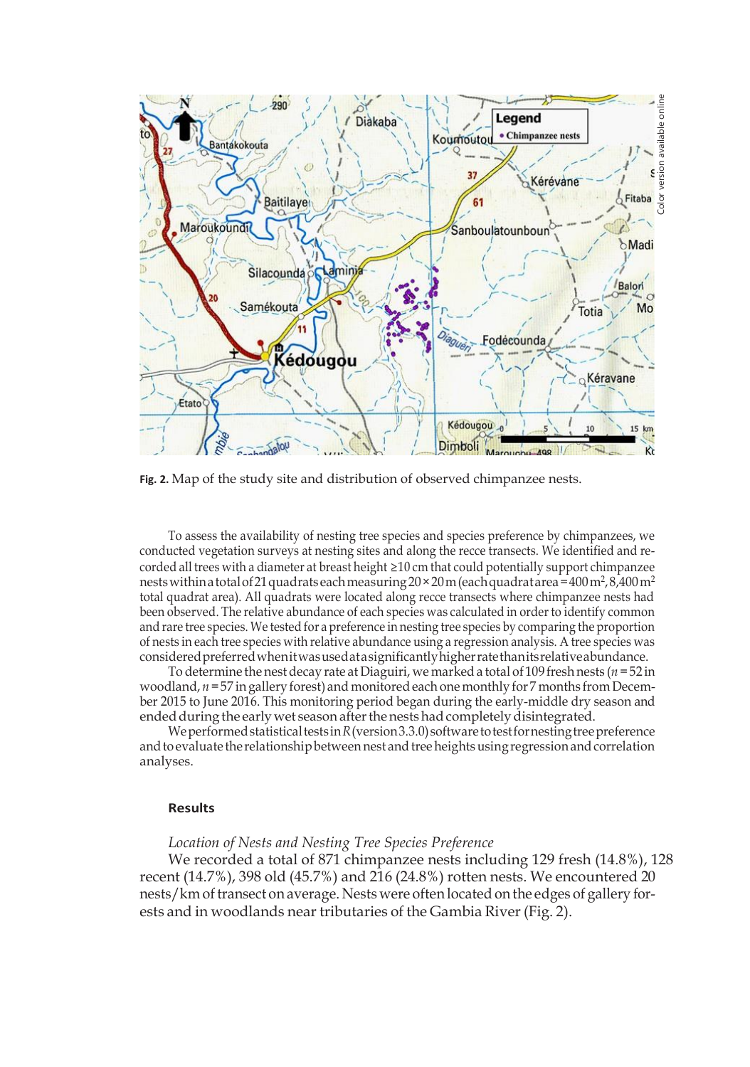Fig. 2. Map of the study site and distribution of observed chimpanzee nests.

To assess the availability of nesting tree species and species preference by chimpanzees, we conducted vegetation surveys at nesting sites and along the recce transects. We identified and recorded all trees with a diameter at breast height ≥10 cm that could potentially support chimpanzee nests within a total of 21 quadrats each measuring 20 × 20 m (each quadrat area = 400 m$^2$, 8,400 m$^2$ total quadrat area). All quadrats were located along recce transects where chimpanzee nests had been observed. The relative abundance of each species was calculated in order to identify common and rare tree species. We tested for a preference in nesting tree species by comparing the proportion of nests in each tree species with relative abundance using a regression analysis. A tree species was considered preferred when it was used at a significantly higher rate than its relative abundance.

To determine the nest decay rate at Diaguiri, we marked a total of 109 fresh nests ($n$ = 52 in woodland, $n$ = 57 in gallery forest) and monitored each one monthly for 7 months from December 2015 to June 2016. This monitoring period began during the early-middle dry season and ended during the early wet season after the nests had completely disintegrated.

We performed statistical tests in *R* (version 3.3.0) software to test for nesting tree preference and to evaluate the relationship between nest and tree heights using regression and correlation analyses.

## Results

### *Location of Nests and Nesting Tree Species Preference*

We recorded a total of 871 chimpanzee nests including 129 fresh (14.8%), 128 recent (14.7%), 398 old (45.7%) and 216 (24.8%) rotten nests. We encountered 20 nests/km of transect on average. Nests were often located on the edges of gallery forests and in woodlands near tributaries of the Gambia River (Fig. 2).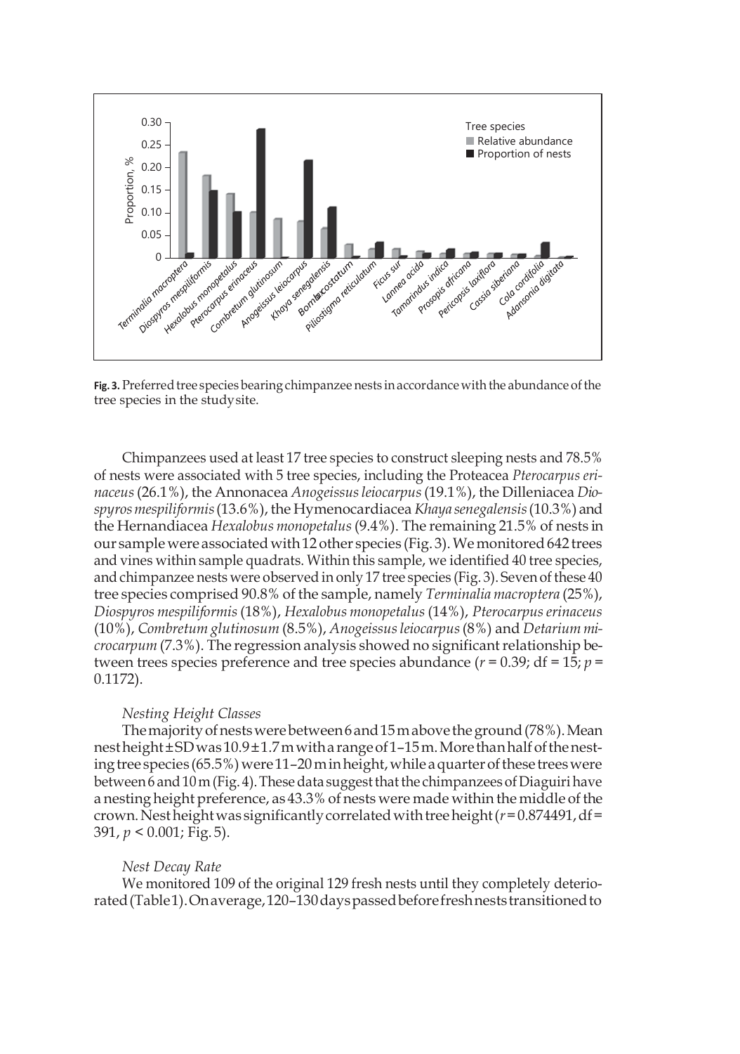**Fig. 3.** Preferred tree species bearing chimpanzee nests in accordance with the abundance of the tree species in the study site.

Chimpanzees used at least 17 tree species to construct sleeping nests and 78.5% of nests were associated with 5 tree species, including the Proteacea *Pterocarpus erinaceus* (26.1%), the Annonacea *Anogeissus leiocarpus* (19.1%), the Dilleniacea *Diospyros mespiliformis* (13.6%), the Hymenocardiacea *Khaya senegalensis* (10.3%) and the Hernandiacea *Hexalobus monopetalus* (9.4%). The remaining 21.5% of nests in our sample were associated with 12 other species (Fig. 3). We monitored 642 trees and vines within sample quadrats. Within this sample, we identified 40 tree species, and chimpanzee nests were observed in only 17 tree species (Fig. 3). Seven of these 40 tree species comprised 90.8% of the sample, namely *Terminalia macroptera* (25%), *Diospyros mespiliformis* (18%), *Hexalobus monopetalus* (14%), *Pterocarpus erinaceus* (10%), *Combretum glutinosum* (8.5%), *Anogeissus leiocarpus* (8%) and *Detarium microcarpum* (7.3%). The regression analysis showed no significant relationship between trees species preference and tree species abundance ($r = 0.39$; df = 15; $p = 0.1172$).

### *Nesting Height Classes*

The majority of nests were between 6 and 15 m above the ground (78%). Mean nest height ± SD was 10.9 ± 1.7 m with a range of 1–15 m. More than half of the nesting tree species (65.5%) were 11–20 m in height, while a quarter of these trees were between 6 and 10 m (Fig. 4). These data suggest that the chimpanzees of Diaguiri have a nesting height preference, as 43.3% of nests were made within the middle of the crown. Nest height was significantly correlated with tree height ($r = 0.874491$, df = 391, $p < 0.001$; Fig. 5).

### *Nest Decay Rate*

We monitored 109 of the original 129 fresh nests until they completely deteriorated (Table 1). On average, 120–130 days passed before fresh nests transitioned to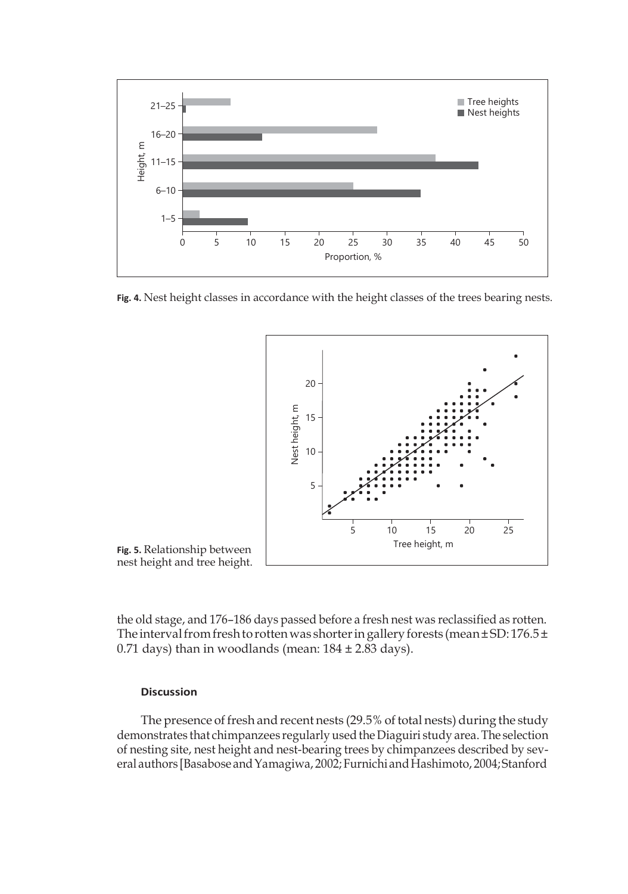Fig. 4. Nest height classes in accordance with the height classes of the trees bearing nests.

Fig. 5. Relationship between nest height and tree height.

the old stage, and 176–186 days passed before a fresh nest was reclassified as rotten. The interval from fresh to rotten was shorter in gallery forests (mean ± SD: 176.5 ± 0.71 days) than in woodlands (mean: 184 ± 2.83 days).

### Discussion

The presence of fresh and recent nests (29.5% of total nests) during the study demonstrates that chimpanzees regularly used the Diaguiri study area. The selection of nesting site, nest height and nest-bearing trees by chimpanzees described by several authors [Basabose and Yamagiwa, 2002; Furnichi and Hashimoto, 2004; Stanford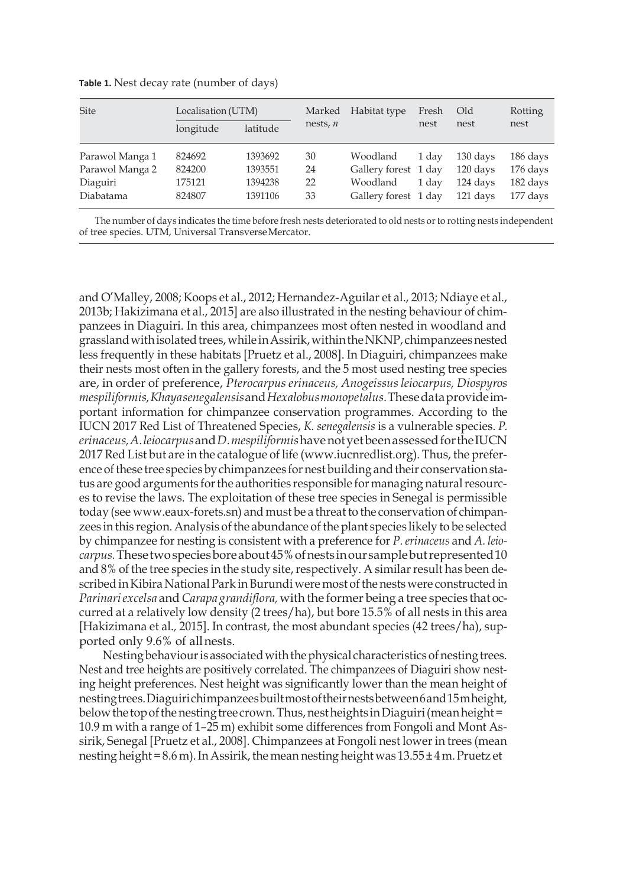**Table 1.** Nest decay rate (number of days)

| Site | Localisation (UTM) | | Marked nests, *n* | Habitat type | Fresh nest | Old nest | Rotting nest |
|---|---|---|---|---|---|---|---|
| | longitude | latitude | | | | | |
| Parawol Manga 1 | 824692 | 1393692 | 30 | Woodland | 1 day | 130 days | 186 days |
| Parawol Manga 2 | 824200 | 1393551 | 24 | Gallery forest | 1 day | 120 days | 176 days |
| Diaguiri | 175121 | 1394238 | 22 | Woodland | 1 day | 124 days | 182 days |
| Diabatama | 824807 | 1391106 | 33 | Gallery forest | 1 day | 121 days | 177 days |

The number of days indicates the time before fresh nests deteriorated to old nests or to rotting nests independent of tree species. UTM, Universal Transverse Mercator.

and O'Malley, 2008; Koops et al., 2012; Hernandez-Aguilar et al., 2013; Ndiaye et al., 2013b; Hakizimana et al., 2015] are also illustrated in the nesting behaviour of chimpanzees in Diaguiri. In this area, chimpanzees most often nested in woodland and grassland with isolated trees, while in Assirik, within the NKNP, chimpanzees nested less frequently in these habitats [Pruetz et al., 2008]. In Diaguiri, chimpanzees make their nests most often in the gallery forests, and the 5 most used nesting tree species are, in order of preference, *Pterocarpus erinaceus, Anogeissus leiocarpus, Diospyros mespiliformis, Khaya senegalensis* and *Hexalobus monopetalus*. These data provide important information for chimpanzee conservation programmes. According to the IUCN 2017 Red List of Threatened Species, *K. senegalensis* is a vulnerable species. *P. erinaceus, A. leiocarpus* and *D. mespiliformis* have not yet been assessed for the IUCN 2017 Red List but are in the catalogue of life (www.iucnredlist.org). Thus, the preference of these tree species by chimpanzees for nest building and their conservation status are good arguments for the authorities responsible for managing natural resources to revise the laws. The exploitation of these tree species in Senegal is permissible today (see www.eaux-forets.sn) and must be a threat to the conservation of chimpanzees in this region. Analysis of the abundance of the plant species likely to be selected by chimpanzee for nesting is consistent with a preference for *P. erinaceus* and *A. leiocarpus*. These two species bore about 45% of nests in our sample but represented 10 and 8% of the tree species in the study site, respectively. A similar result has been described in Kibira National Park in Burundi were most of the nests were constructed in *Parinari excelsa* and *Carapa grandiflora,* with the former being a tree species that occurred at a relatively low density (2 trees/ha), but bore 15.5% of all nests in this area [Hakizimana et al., 2015]. In contrast, the most abundant species (42 trees/ha), supported only 9.6% of all nests.

Nesting behaviour is associated with the physical characteristics of nesting trees. Nest and tree heights are positively correlated. The chimpanzees of Diaguiri show nesting height preferences. Nest height was significantly lower than the mean height of nesting trees. Diaguiri chimpanzees built most of their nests between 6 and 15 m height, below the top of the nesting tree crown. Thus, nest heights in Diaguiri (mean height = 10.9 m with a range of 1–25 m) exhibit some differences from Fongoli and Mont Assirik, Senegal [Pruetz et al., 2008]. Chimpanzees at Fongoli nest lower in trees (mean nesting height = 8.6 m). In Assirik, the mean nesting height was 13.55 ± 4 m. Pruetz et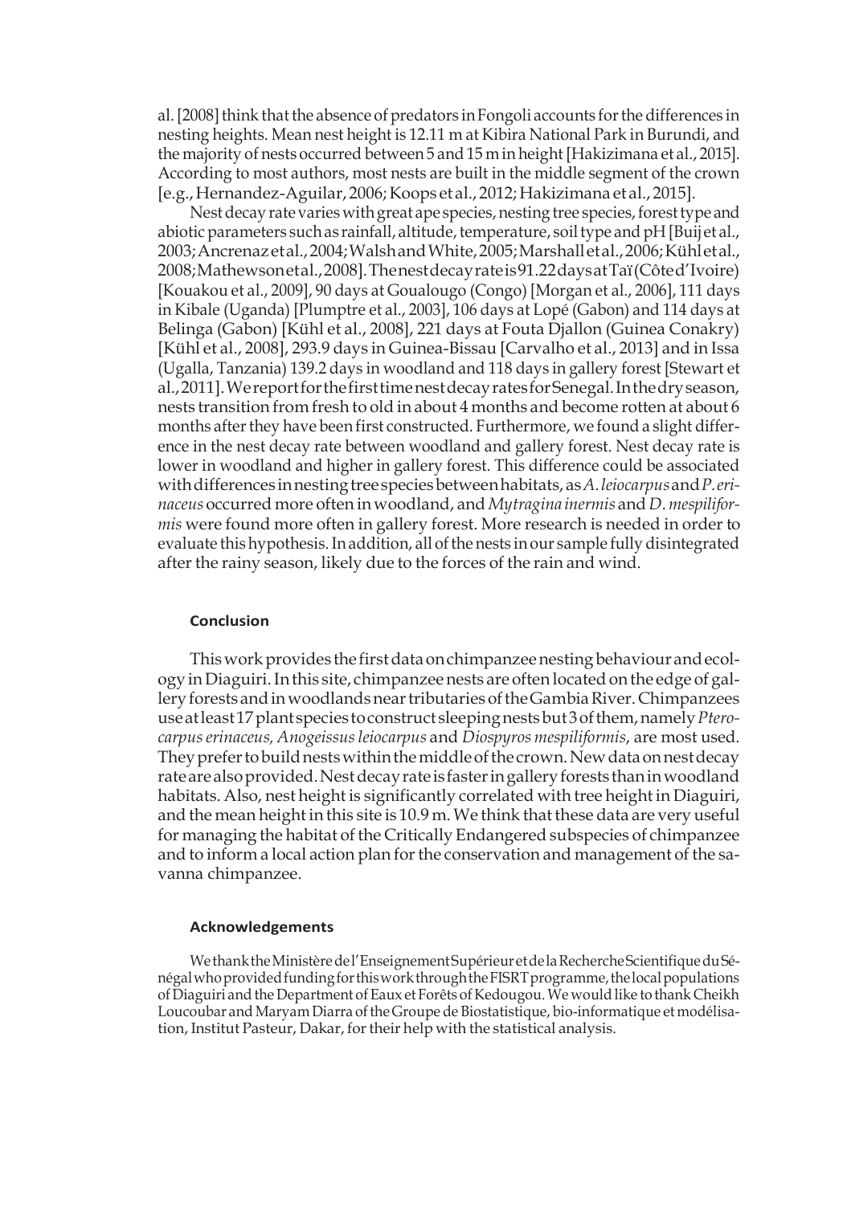al. [2008] think that the absence of predators in Fongoli accounts for the differences in nesting heights. Mean nest height is 12.11 m at Kibira National Park in Burundi, and the majority of nests occurred between 5 and 15 m in height [Hakizimana et al., 2015]. According to most authors, most nests are built in the middle segment of the crown [e.g., Hernandez-Aguilar, 2006; Koops et al., 2012; Hakizimana et al., 2015].

Nest decay rate varies with great ape species, nesting tree species, forest type and abiotic parameters such as rainfall, altitude, temperature, soil type and pH [Buij et al., 2003; Ancrenaz et al., 2004; Walsh and White, 2005; Marshall et al., 2006; Kühl et al., 2008; Mathewson et al., 2008]. The nest decay rate is 91.22 days at Taï (Côte d'Ivoire) [Kouakou et al., 2009], 90 days at Goualougo (Congo) [Morgan et al., 2006], 111 days in Kibale (Uganda) [Plumptre et al., 2003], 106 days at Lopé (Gabon) and 114 days at Belinga (Gabon) [Kühl et al., 2008], 221 days at Fouta Djallon (Guinea Conakry) [Kühl et al., 2008], 293.9 days in Guinea-Bissau [Carvalho et al., 2013] and in Issa (Ugalla, Tanzania) 139.2 days in woodland and 118 days in gallery forest [Stewart et al., 2011]. We report for the first time nest decay rates for Senegal. In the dry season, nests transition from fresh to old in about 4 months and become rotten at about 6 months after they have been first constructed. Furthermore, we found a slight difference in the nest decay rate between woodland and gallery forest. Nest decay rate is lower in woodland and higher in gallery forest. This difference could be associated with differences in nesting tree species between habitats, as *A. leiocarpus* and *P. erinaceus* occurred more often in woodland, and *Mytragina inermis* and *D. mespiliformis* were found more often in gallery forest. More research is needed in order to evaluate this hypothesis. In addition, all of the nests in our sample fully disintegrated after the rainy season, likely due to the forces of the rain and wind.

## Conclusion

This work provides the first data on chimpanzee nesting behaviour and ecology in Diaguiri. In this site, chimpanzee nests are often located on the edge of gallery forests and in woodlands near tributaries of the Gambia River. Chimpanzees use at least 17 plant species to construct sleeping nests but 3 of them, namely *Pterocarpus erinaceus, Anogeissus leiocarpus* and *Diospyros mespiliformis*, are most used. They prefer to build nests within the middle of the crown. New data on nest decay rate are also provided. Nest decay rate is faster in gallery forests than in woodland habitats. Also, nest height is significantly correlated with tree height in Diaguiri, and the mean height in this site is 10.9 m. We think that these data are very useful for managing the habitat of the Critically Endangered subspecies of chimpanzee and to inform a local action plan for the conservation and management of the savanna chimpanzee.

## Acknowledgements

We thank the Ministère de l'Enseignement Supérieur et de la Recherche Scientifique du Sénégal who provided funding for this work through the FISRT programme, the local populations of Diaguiri and the Department of Eaux et Forêts of Kedougou. We would like to thank Cheikh Loucoubar and Maryam Diarra of the Groupe de Biostatistique, bio-informatique et modélisation, Institut Pasteur, Dakar, for their help with the statistical analysis.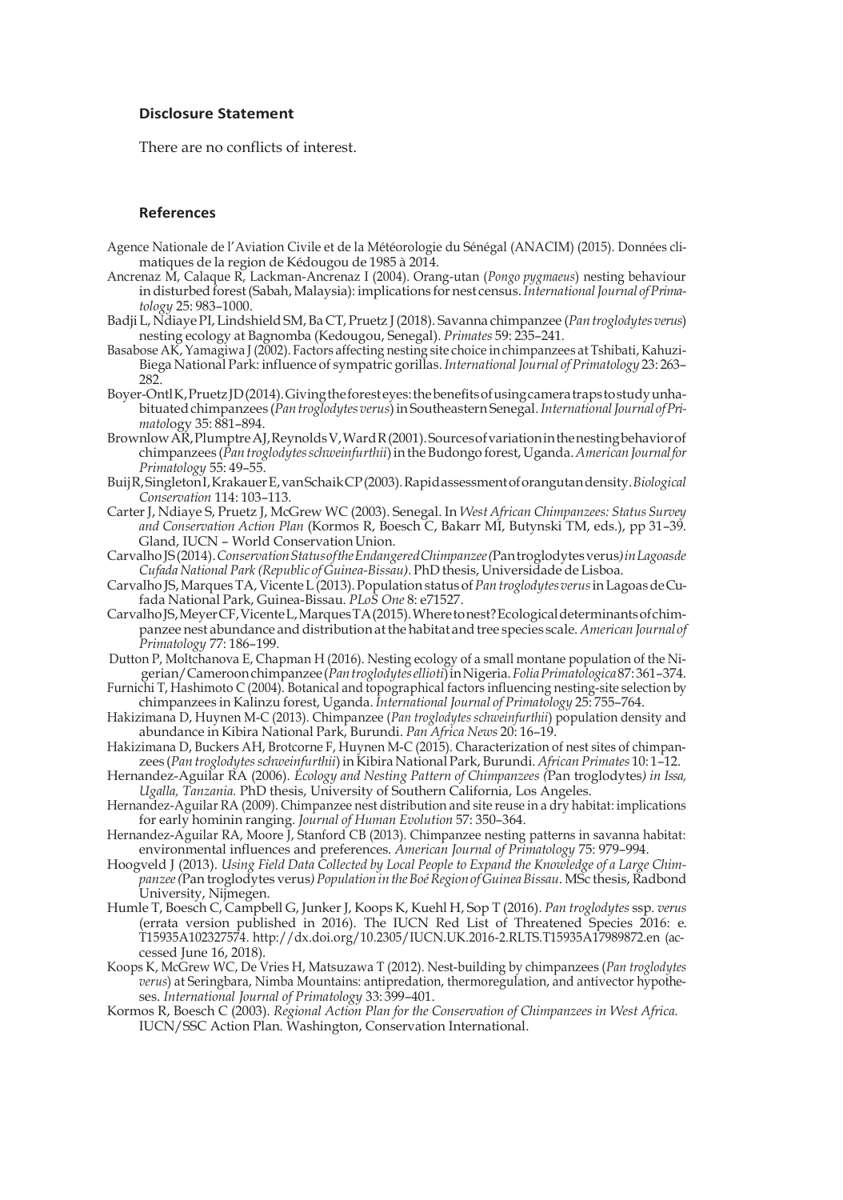### Disclosure Statement

There are no conflicts of interest.

### References

Agence Nationale de l'Aviation Civile et de la Météorologie du Sénégal (ANACIM) (2015). Données climatiques de la region de Kédougou de 1985 à 2014.

Ancrenaz M, Calaque R, Lackman-Ancrenaz I (2004). Orang-utan (*Pongo pygmaeus*) nesting behaviour in disturbed forest (Sabah, Malaysia): implications for nest census. *International Journal of Primatology* 25: 983–1000.

Badji L, Ndiaye PI, Lindshield SM, Ba CT, Pruetz J (2018). Savanna chimpanzee (*Pan troglodytes verus*) nesting ecology at Bagnomba (Kedougou, Senegal). *Primates* 59: 235–241.

Basabose AK, Yamagiwa J (2002). Factors affecting nesting site choice in chimpanzees at Tshibati, Kahuzi-Biega National Park: influence of sympatric gorillas. *International Journal of Primatology* 23: 263–282.

Boyer-Ontl K, Pruetz JD (2014). Giving the forest eyes: the benefits of using camera traps to study unhabituated chimpanzees (*Pan troglodytes verus*) in Southeastern Senegal. *International Journal of Primatology* 35: 881–894.

Brownlow AR, Plumptre AJ, Reynolds V, Ward R (2001). Sources of variation in the nesting behavior of chimpanzees (*Pan troglodytes schweinfurthii*) in the Budongo forest, Uganda. *American Journal for Primatology* 55: 49–55.

Buij R, Singleton I, Krakauer E, van Schaik CP (2003). Rapid assessment of orangutan density. *Biological Conservation* 114: 103–113.

Carter J, Ndiaye S, Pruetz J, McGrew WC (2003). Senegal. In *West African Chimpanzees: Status Survey and Conservation Action Plan* (Kormos R, Boesch C, Bakarr MI, Butynski TM, eds.), pp 31–39. Gland, IUCN – World Conservation Union.

Carvalho JS (2014). *Conservation Status of the Endangered Chimpanzee (*Pan troglodytes verus*) in Lagoas de Cufada National Park (Republic of Guinea-Bissau)*. PhD thesis, Universidade de Lisboa.

Carvalho JS, Marques TA, Vicente L (2013). Population status of *Pan troglodytes verus* in Lagoas de Cufada National Park, Guinea-Bissau. *PLoS One* 8: e71527.

Carvalho JS, Meyer CF, Vicente L, Marques TA (2015). Where to nest? Ecological determinants of chimpanzee nest abundance and distribution at the habitat and tree species scale. *American Journal of Primatology* 77: 186–199.

Dutton P, Moltchanova E, Chapman H (2016). Nesting ecology of a small montane population of the Nigerian/Cameroon chimpanzee (*Pan troglodytes ellioti*) in Nigeria. *Folia Primatologica* 87: 361–374.

Furnichi T, Hashimoto C (2004). Botanical and topographical factors influencing nesting-site selection by chimpanzees in Kalinzu forest, Uganda. *International Journal of Primatology* 25: 755–764.

Hakizimana D, Huynen M-C (2013). Chimpanzee (*Pan troglodytes schweinfurthii*) population density and abundance in Kibira National Park, Burundi. *Pan Africa News* 20: 16–19.

Hakizimana D, Buckers AH, Brotcorne F, Huynen M-C (2015). Characterization of nest sites of chimpanzees (*Pan troglodytes schweinfurthii*) in Kibira National Park, Burundi. *African Primates* 10: 1–12.

Hernandez-Aguilar RA (2006). *Ecology and Nesting Pattern of Chimpanzees (*Pan troglodytes*) in Issa, Ugalla, Tanzania.* PhD thesis, University of Southern California, Los Angeles.

Hernandez-Aguilar RA (2009). Chimpanzee nest distribution and site reuse in a dry habitat: implications for early hominin ranging. *Journal of Human Evolution* 57: 350–364.

Hernandez-Aguilar RA, Moore J, Stanford CB (2013). Chimpanzee nesting patterns in savanna habitat: environmental influences and preferences. *American Journal of Primatology* 75: 979–994.

Hoogveld J (2013). *Using Field Data Collected by Local People to Expand the Knowledge of a Large Chimpanzee (*Pan troglodytes verus*) Population in the Boé Region of Guinea Bissau*. MSc thesis, Radbond University, Nijmegen.

Humle T, Boesch C, Campbell G, Junker J, Koops K, Kuehl H, Sop T (2016). *Pan troglodytes* ssp. *verus* (errata version published in 2016). The IUCN Red List of Threatened Species 2016: e. T15935A102327574. http://dx.doi.org/10.2305/IUCN.UK.2016-2.RLTS.T15935A17989872.en (accessed June 16, 2018).

Koops K, McGrew WC, De Vries H, Matsuzawa T (2012). Nest-building by chimpanzees (*Pan troglodytes verus*) at Seringbara, Nimba Mountains: antipredation, thermoregulation, and antivector hypotheses. *International Journal of Primatology* 33: 399–401.

Kormos R, Boesch C (2003). *Regional Action Plan for the Conservation of Chimpanzees in West Africa.* IUCN/SSC Action Plan. Washington, Conservation International.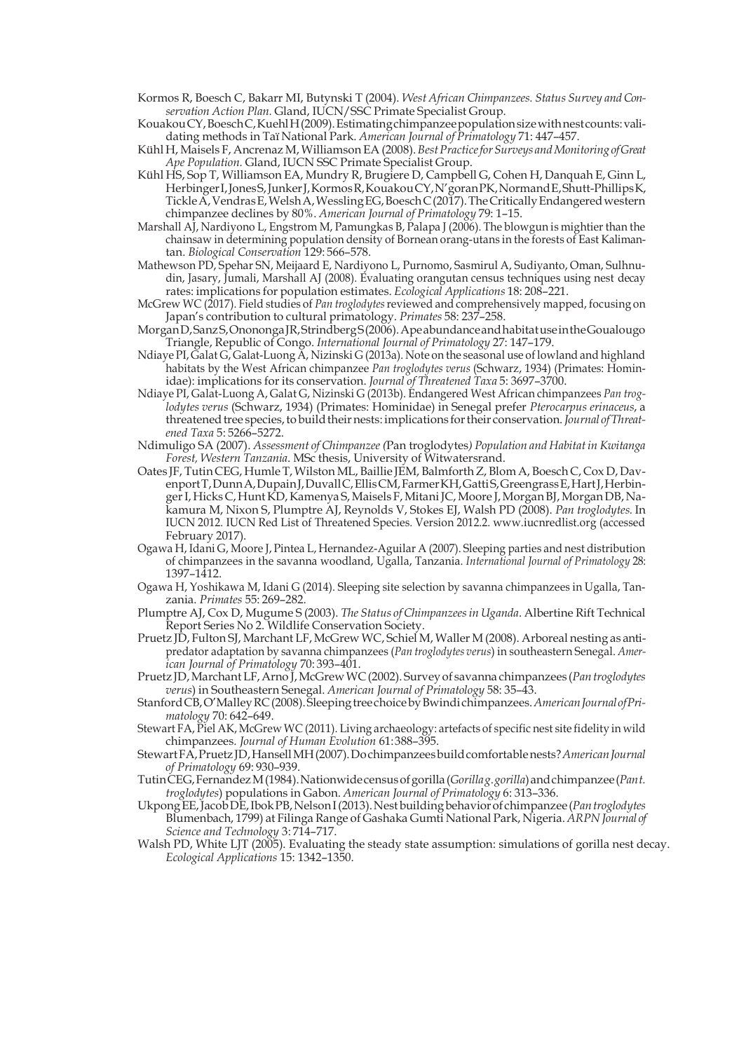Kormos R, Boesch C, Bakarr MI, Butynski T (2004). *West African Chimpanzees. Status Survey and Conservation Action Plan.* Gland, IUCN/SSC Primate Specialist Group.

Kouakou CY, Boesch C, Kuehl H (2009). Estimating chimpanzee population size with nest counts: validating methods in Taï National Park. *American Journal of Primatology* 71: 447–457.

Kühl H, Maisels F, Ancrenaz M, Williamson EA (2008). *Best Practice for Surveys and Monitoring of Great Ape Population.* Gland, IUCN SSC Primate Specialist Group.

Kühl HS, Sop T, Williamson EA, Mundry R, Brugiere D, Campbell G, Cohen H, Danquah E, Ginn L, Herbinger I, Jones S, Junker J, Kormos R, Kouakou CY, N'goran PK, Normand E, Shutt-Phillips K, Tickle A, Vendras E, Welsh A, Wessling EG, Boesch C (2017). The Critically Endangered western chimpanzee declines by 80%. *American Journal of Primatology* 79: 1–15.

Marshall AJ, Nardiyono L, Engstrom M, Pamungkas B, Palapa J (2006). The blowgun is mightier than the chainsaw in determining population density of Bornean orang-utans in the forests of East Kalimantan. *Biological Conservation* 129: 566–578.

Mathewson PD, Spehar SN, Meijaard E, Nardiyono L, Purnomo, Sasmirul A, Sudiyanto, Oman, Sulhnudin, Jasary, Jumali, Marshall AJ (2008). Evaluating orangutan census techniques using nest decay rates: implications for population estimates. *Ecological Applications* 18: 208–221.

McGrew WC (2017). Field studies of *Pan troglodytes* reviewed and comprehensively mapped, focusing on Japan's contribution to cultural primatology. *Primates* 58: 237–258.

Morgan D, Sanz S, Onononga JR, Strindberg S (2006). Ape abundance and habitat use in the Goualougo Triangle, Republic of Congo. *International Journal of Primatology* 27: 147–179.

Ndiaye PI, Galat G, Galat-Luong A, Nizinski G (2013a). Note on the seasonal use of lowland and highland habitats by the West African chimpanzee *Pan troglodytes verus* (Schwarz, 1934) (Primates: Hominidae): implications for its conservation. *Journal of Threatened Taxa* 5: 3697–3700.

Ndiaye PI, Galat-Luong A, Galat G, Nizinski G (2013b). Endangered West African chimpanzees *Pan troglodytes verus* (Schwarz, 1934) (Primates: Hominidae) in Senegal prefer *Pterocarpus erinaceus*, a threatened tree species, to build their nests: implications for their conservation. *Journal of Threatened Taxa* 5: 5266–5272.

Ndimuligo SA (2007). *Assessment of Chimpanzee (*Pan troglodytes*) Population and Habitat in Kwitanga Forest, Western Tanzania*. MSc thesis, University of Witwatersrand.

Oates JF, Tutin CEG, Humle T, Wilston ML, Baillie JEM, Balmforth Z, Blom A, Boesch C, Cox D, Davenport T, Dunn A, Dupain J, Duvall C, Ellis CM, Farmer KH, Gatti S, Greengrass E, Hart J, Herbinger I, Hicks C, Hunt KD, Kamenya S, Maisels F, Mitani JC, Moore J, Morgan BJ, Morgan DB, Nakamura M, Nixon S, Plumptre AJ, Reynolds V, Stokes EJ, Walsh PD (2008). *Pan troglodytes*. In IUCN 2012. IUCN Red List of Threatened Species. Version 2012.2. www.iucnredlist.org (accessed February 2017).

Ogawa H, Idani G, Moore J, Pintea L, Hernandez-Aguilar A (2007). Sleeping parties and nest distribution of chimpanzees in the savanna woodland, Ugalla, Tanzania. *International Journal of Primatology* 28: 1397–1412.

Ogawa H, Yoshikawa M, Idani G (2014). Sleeping site selection by savanna chimpanzees in Ugalla, Tanzania. *Primates* 55: 269–282.

Plumptre AJ, Cox D, Mugume S (2003). *The Status of Chimpanzees in Uganda*. Albertine Rift Technical Report Series No 2. Wildlife Conservation Society.

Pruetz JD, Fulton SJ, Marchant LF, McGrew WC, Schiel M, Waller M (2008). Arboreal nesting as anti-predator adaptation by savanna chimpanzees (*Pan troglodytes verus*) in southeastern Senegal. *American Journal of Primatology* 70: 393–401.

Pruetz JD, Marchant LF, Arno J, McGrew WC (2002). Survey of savanna chimpanzees (*Pan troglodytes verus*) in Southeastern Senegal. *American Journal of Primatology* 58: 35–43.

Stanford CB, O'Malley RC (2008). Sleeping tree choice by Bwindi chimpanzees. *American Journal of Primatology* 70: 642–649.

Stewart FA, Piel AK, McGrew WC (2011). Living archaeology: artefacts of specific nest site fidelity in wild chimpanzees. *Journal of Human Evolution* 61: 388–395.

Stewart FA, Pruetz JD, Hansell MH (2007). Do chimpanzees build comfortable nests? *American Journal of Primatology* 69: 930–939.

Tutin CEG, Fernandez M (1984). Nationwide census of gorilla (*Gorilla g. gorilla*) and chimpanzee (*Pan t. troglodytes*) populations in Gabon. *American Journal of Primatology* 6: 313–336.

Ukpong EE, Jacob DE, Ibok PB, Nelson I (2013). Nest building behavior of chimpanzee (*Pan troglodytes* Blumenbach, 1799) at Filinga Range of Gashaka Gumti National Park, Nigeria. *ARPN Journal of Science and Technology* 3: 714–717.

Walsh PD, White LJT (2005). Evaluating the steady state assumption: simulations of gorilla nest decay. *Ecological Applications* 15: 1342–1350.